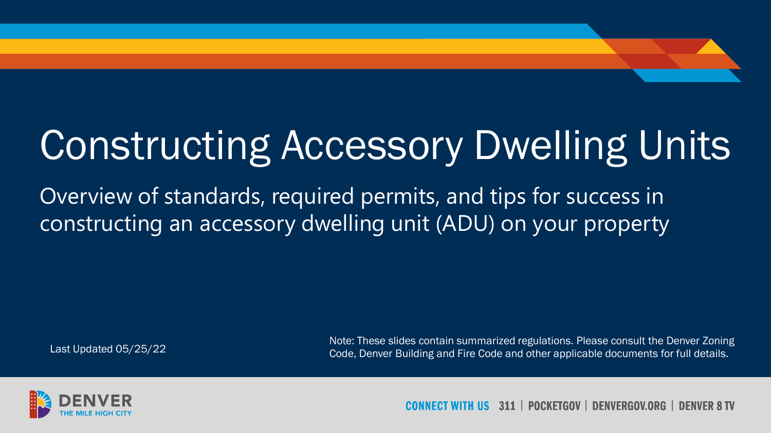# Constructing Accessory Dwelling Units

Overview of standards, required permits, and tips for success in constructing an accessory dwelling unit (ADU) on your property

Last Updated 05/25/22

Note: These slides contain summarized regulations. Please consult the Denver Zoning Code, Denver Building and Fire Code and other applicable documents for full details.

DENVER THE MILE HIGH CITY

CONNECT WITH US 311 | POCKETGOV | DENVERGOV.ORG | DENVER 8 TV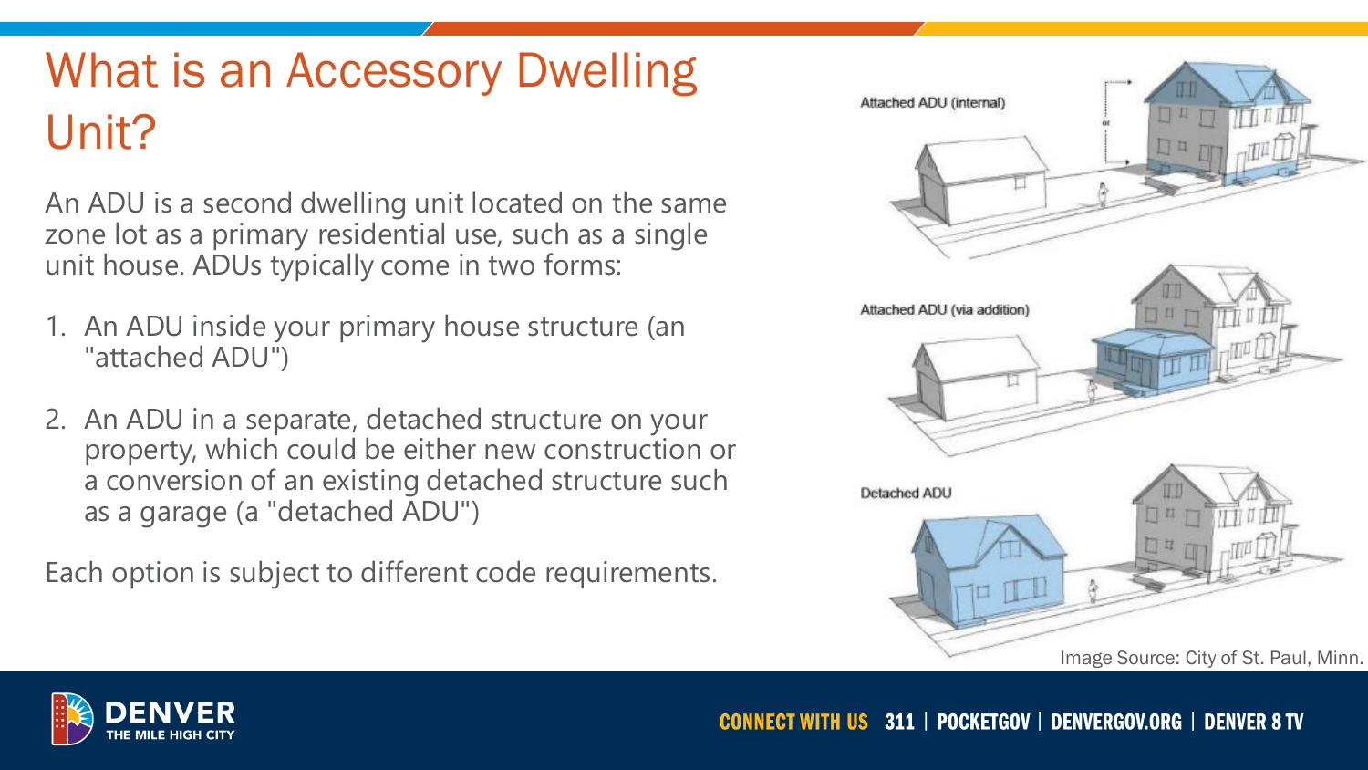# What is an Accessory Dwelling Unit?

An ADU is a second dwelling unit located on the same zone lot as a primary residential use, such as a single unit house. ADUs typically come in two forms:

1. An ADU inside your primary house structure (an "attached ADU")

2. An ADU in a separate, detached structure on your property, which could be either new construction or a conversion of an existing detached structure such as a garage (a "detached ADU")

Each option is subject to different code requirements.

Attached ADU (internal)

Attached ADU (via addition)

Detached ADU

Image Source: City of St. Paul, Minn.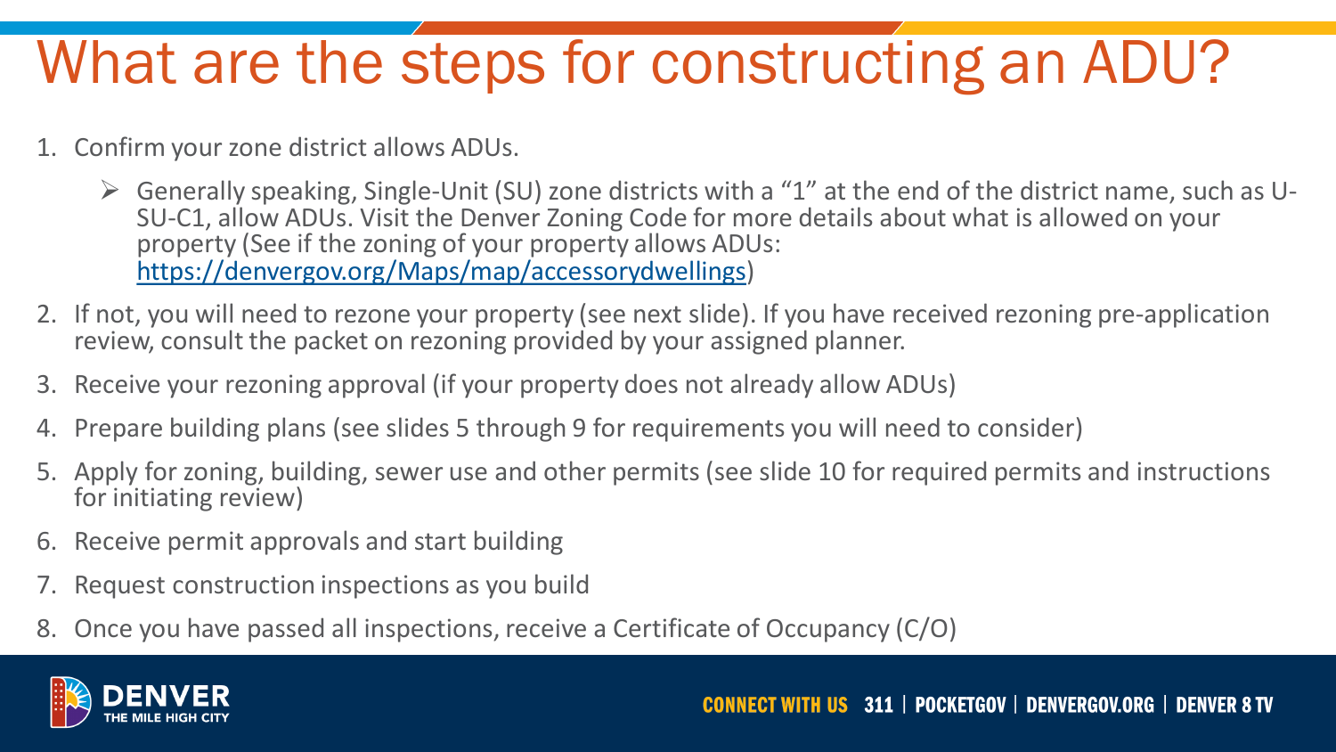# What are the steps for constructing an ADU?

1. Confirm your zone district allows ADUs.
   - Generally speaking, Single-Unit (SU) zone districts with a "1" at the end of the district name, such as U-SU-C1, allow ADUs. Visit the Denver Zoning Code for more details about what is allowed on your property (See if the zoning of your property allows ADUs: [https://denvergov.org/Maps/map/accessorydwellings](https://denvergov.org/Maps/map/accessorydwellings))
2. If not, you will need to rezone your property (see next slide). If you have received rezoning pre-application review, consult the packet on rezoning provided by your assigned planner.
3. Receive your rezoning approval (if your property does not already allow ADUs)
4. Prepare building plans (see slides 5 through 9 for requirements you will need to consider)
5. Apply for zoning, building, sewer use and other permits (see slide 10 for required permits and instructions for initiating review)
6. Receive permit approvals and start building
7. Request construction inspections as you build
8. Once you have passed all inspections, receive a Certificate of Occupancy (C/O)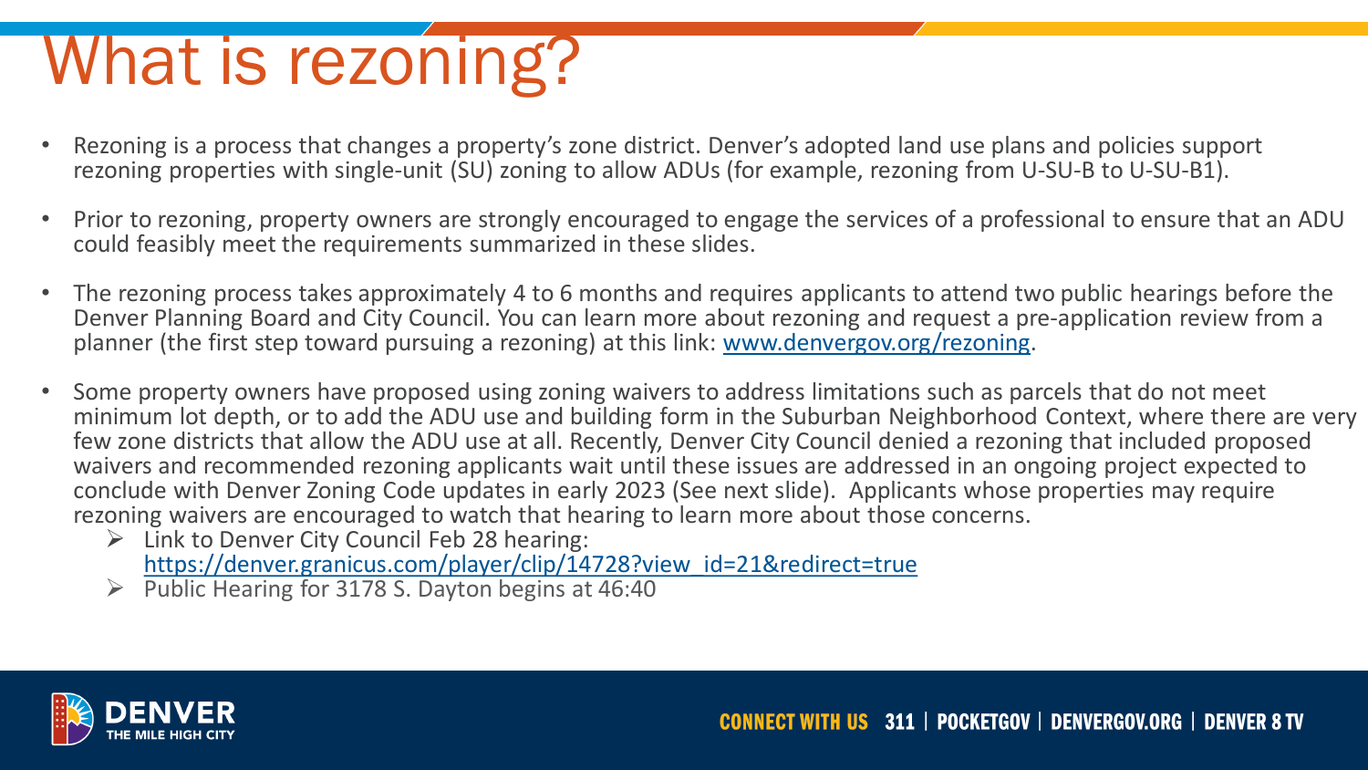# What is rezoning?

- Rezoning is a process that changes a property's zone district. Denver's adopted land use plans and policies support rezoning properties with single-unit (SU) zoning to allow ADUs (for example, rezoning from U-SU-B to U-SU-B1).
- Prior to rezoning, property owners are strongly encouraged to engage the services of a professional to ensure that an ADU could feasibly meet the requirements summarized in these slides.
- The rezoning process takes approximately 4 to 6 months and requires applicants to attend two public hearings before the Denver Planning Board and City Council. You can learn more about rezoning and request a pre-application review from a planner (the first step toward pursuing a rezoning) at this link: [www.denvergov.org/rezoning](http://www.denvergov.org/rezoning).
- Some property owners have proposed using zoning waivers to address limitations such as parcels that do not meet minimum lot depth, or to add the ADU use and building form in the Suburban Neighborhood Context, where there are very few zone districts that allow the ADU use at all. Recently, Denver City Council denied a rezoning that included proposed waivers and recommended rezoning applicants wait until these issues are addressed in an ongoing project expected to conclude with Denver Zoning Code updates in early 2023 (See next slide). Applicants whose properties may require rezoning waivers are encouraged to watch that hearing to learn more about those concerns.
  - Link to Denver City Council Feb 28 hearing: [https://denver.granicus.com/player/clip/14728?view_id=21&redirect=true](https://denver.granicus.com/player/clip/14728?view_id=21&redirect=true)
  - Public Hearing for 3178 S. Dayton begins at 46:40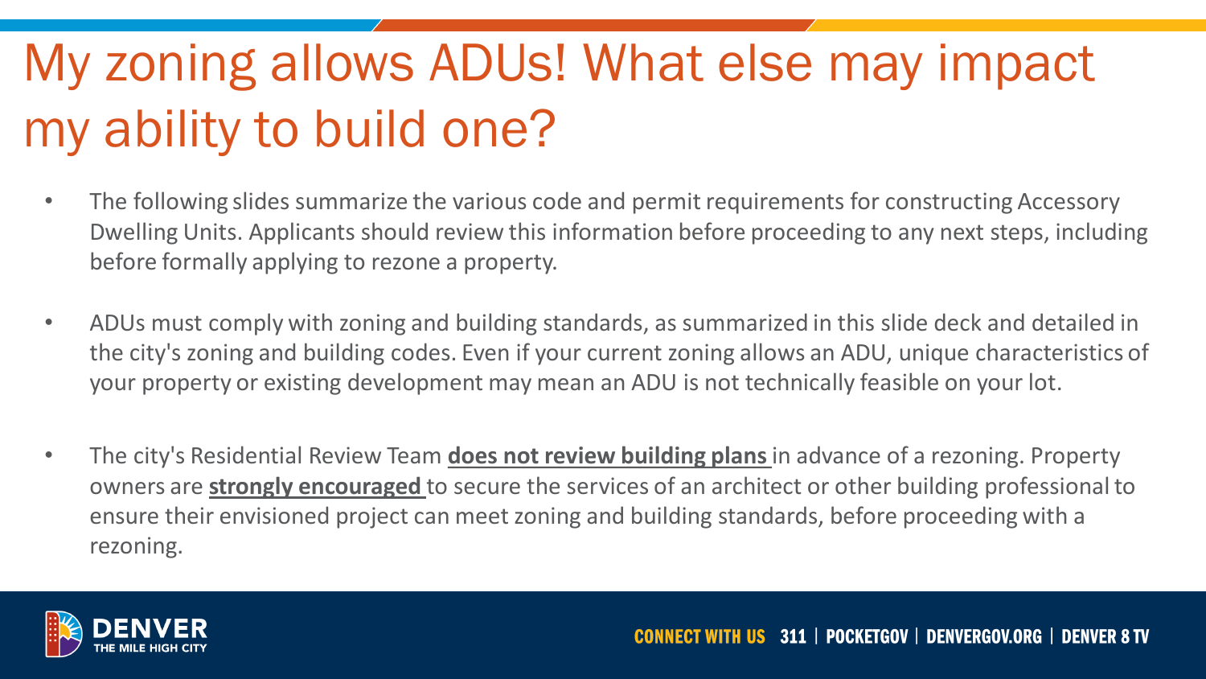# My zoning allows ADUs! What else may impact my ability to build one?

- The following slides summarize the various code and permit requirements for constructing Accessory Dwelling Units. Applicants should review this information before proceeding to any next steps, including before formally applying to rezone a property.

- ADUs must comply with zoning and building standards, as summarized in this slide deck and detailed in the city's zoning and building codes. Even if your current zoning allows an ADU, unique characteristics of your property or existing development may mean an ADU is not technically feasible on your lot.

- The city's Residential Review Team **does not review building plans** in advance of a rezoning. Property owners are **strongly encouraged** to secure the services of an architect or other building professional to ensure their envisioned project can meet zoning and building standards, before proceeding with a rezoning.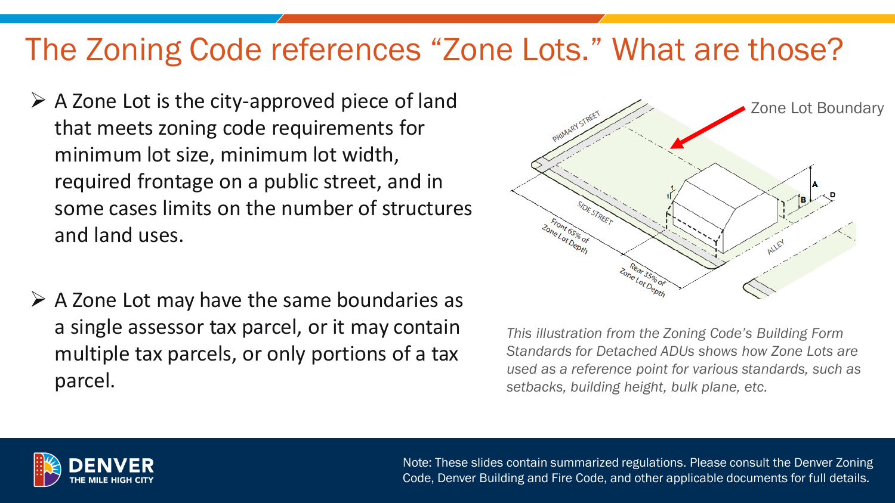# The Zoning Code references "Zone Lots." What are those?

- A Zone Lot is the city-approved piece of land that meets zoning code requirements for minimum lot size, minimum lot width, required frontage on a public street, and in some cases limits on the number of structures and land uses.

- A Zone Lot may have the same boundaries as a single assessor tax parcel, or it may contain multiple tax parcels, or only portions of a tax parcel.

*This illustration from the Zoning Code's Building Form Standards for Detached ADUs shows how Zone Lots are used as a reference point for various standards, such as setbacks, building height, bulk plane, etc.*

Note: These slides contain summarized regulations. Please consult the Denver Zoning Code, Denver Building and Fire Code, and other applicable documents for full details.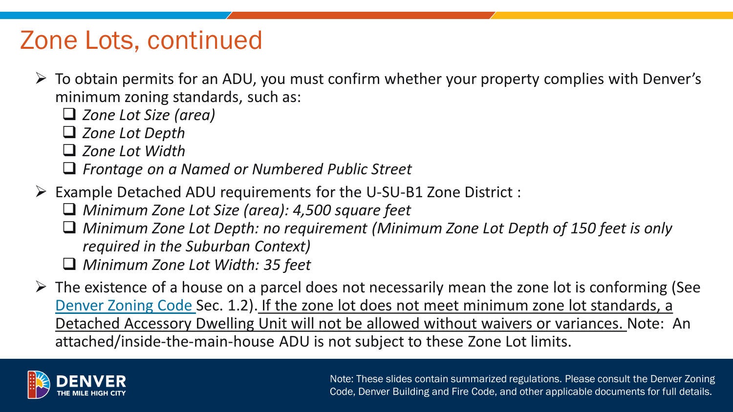# Zone Lots, continued

- To obtain permits for an ADU, you must confirm whether your property complies with Denver's minimum zoning standards, such as:
  - *Zone Lot Size (area)*
  - *Zone Lot Depth*
  - *Zone Lot Width*
  - *Frontage on a Named or Numbered Public Street*
- Example Detached ADU requirements for the U-SU-B1 Zone District :
  - *Minimum Zone Lot Size (area): 4,500 square feet*
  - *Minimum Zone Lot Depth: no requirement (Minimum Zone Lot Depth of 150 feet is only required in the Suburban Context)*
  - *Minimum Zone Lot Width: 35 feet*
- The existence of a house on a parcel does not necessarily mean the zone lot is conforming (See Denver Zoning Code Sec. 1.2). <u>If the zone lot does not meet minimum zone lot standards, a Detached Accessory Dwelling Unit will not be allowed without waivers or variances.</u> Note: An attached/inside-the-main-house ADU is not subject to these Zone Lot limits.

Note: These slides contain summarized regulations. Please consult the Denver Zoning Code, Denver Building and Fire Code, and other applicable documents for full details.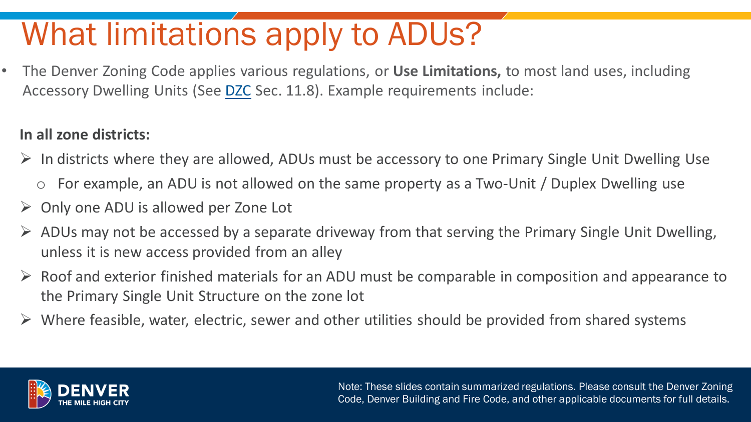# What limitations apply to ADUs?

- The Denver Zoning Code applies various regulations, or **Use Limitations,** to most land uses, including Accessory Dwelling Units (See DZC Sec. 11.8). Example requirements include:

**In all zone districts:**

- In districts where they are allowed, ADUs must be accessory to one Primary Single Unit Dwelling Use
  - For example, an ADU is not allowed on the same property as a Two-Unit / Duplex Dwelling use
- Only one ADU is allowed per Zone Lot
- ADUs may not be accessed by a separate driveway from that serving the Primary Single Unit Dwelling, unless it is new access provided from an alley
- Roof and exterior finished materials for an ADU must be comparable in composition and appearance to the Primary Single Unit Structure on the zone lot
- Where feasible, water, electric, sewer and other utilities should be provided from shared systems

DENVER THE MILE HIGH CITY

Note: These slides contain summarized regulations. Please consult the Denver Zoning Code, Denver Building and Fire Code, and other applicable documents for full details.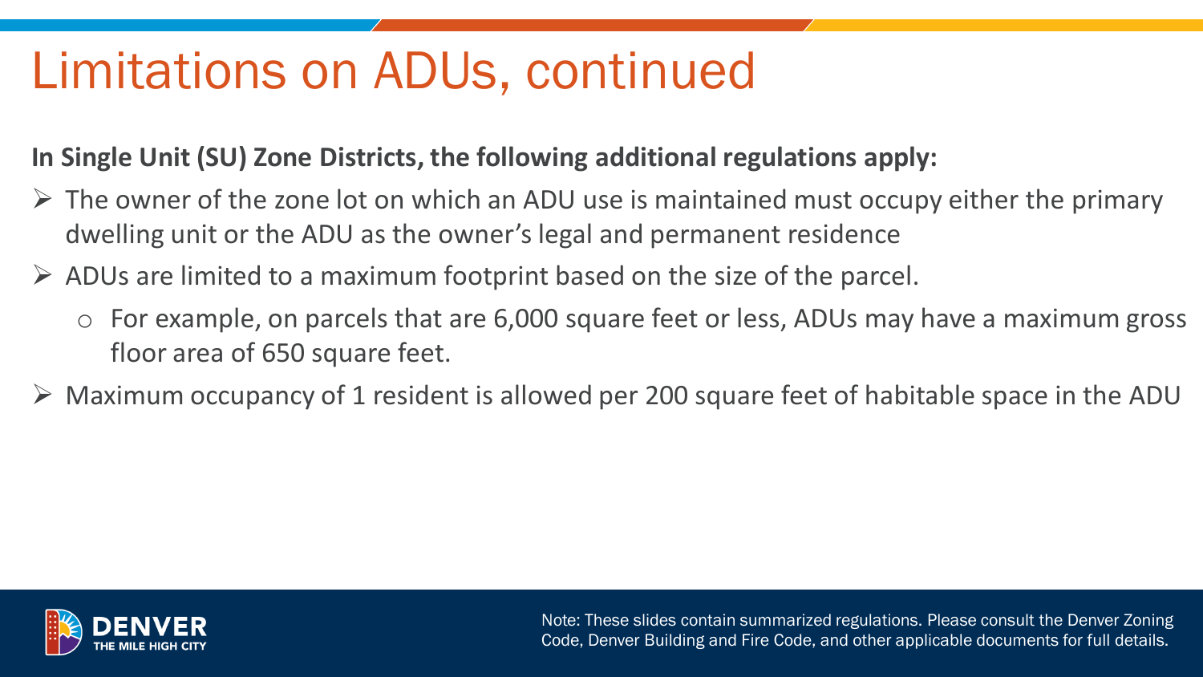# Limitations on ADUs, continued

**In Single Unit (SU) Zone Districts, the following additional regulations apply:**

- The owner of the zone lot on which an ADU use is maintained must occupy either the primary dwelling unit or the ADU as the owner's legal and permanent residence
- ADUs are limited to a maximum footprint based on the size of the parcel.
  - For example, on parcels that are 6,000 square feet or less, ADUs may have a maximum gross floor area of 650 square feet.
- Maximum occupancy of 1 resident is allowed per 200 square feet of habitable space in the ADU

Note: These slides contain summarized regulations. Please consult the Denver Zoning Code, Denver Building and Fire Code, and other applicable documents for full details.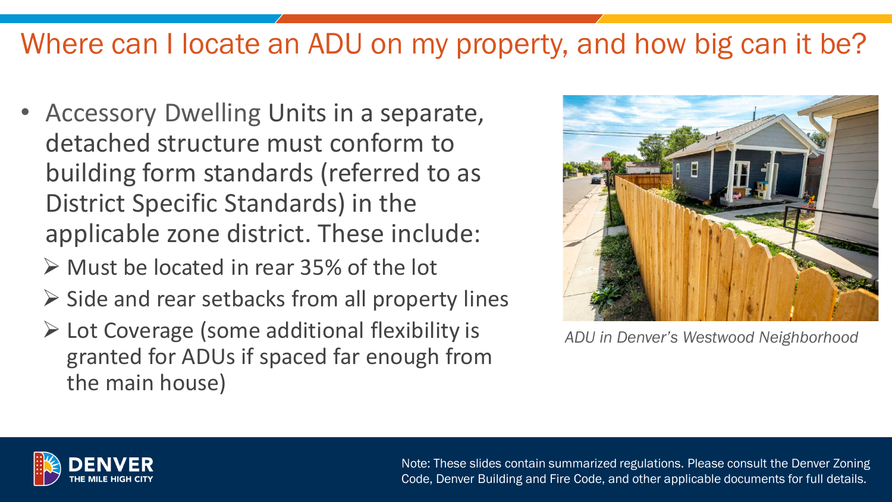# Where can I locate an ADU on my property, and how big can it be?

- Accessory Dwelling Units in a separate, detached structure must conform to building form standards (referred to as District Specific Standards) in the applicable zone district. These include:
  - Must be located in rear 35% of the lot
  - Side and rear setbacks from all property lines
  - Lot Coverage (some additional flexibility is granted for ADUs if spaced far enough from the main house)

*ADU in Denver's Westwood Neighborhood*

Note: These slides contain summarized regulations. Please consult the Denver Zoning Code, Denver Building and Fire Code, and other applicable documents for full details.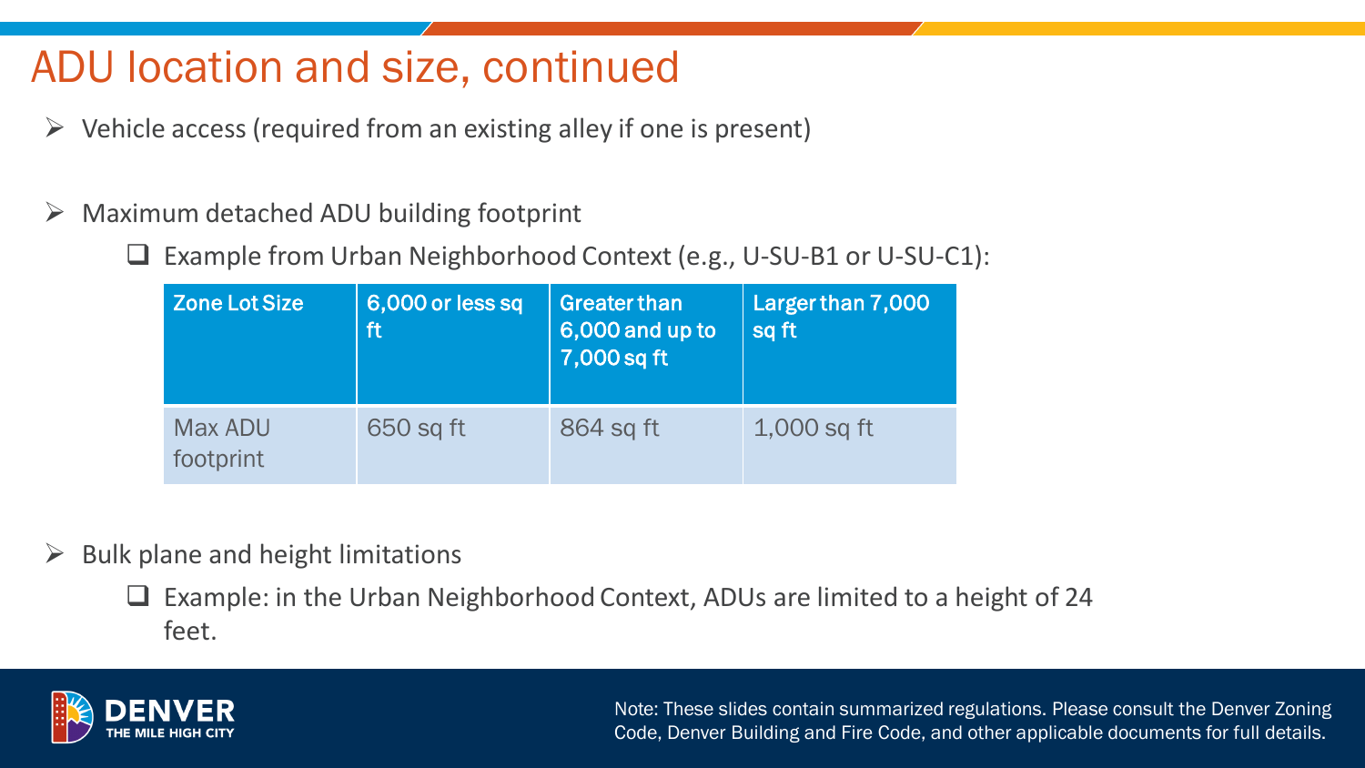# ADU location and size, continued

- Vehicle access (required from an existing alley if one is present)

- Maximum detached ADU building footprint
  - Example from Urban Neighborhood Context (e.g., U-SU-B1 or U-SU-C1):

| Zone Lot Size | 6,000 or less sq ft | Greater than 6,000 and up to 7,000 sq ft | Larger than 7,000 sq ft |
| --- | --- | --- | --- |
| Max ADU footprint | 650 sq ft | 864 sq ft | 1,000 sq ft |

- Bulk plane and height limitations
  - Example: in the Urban Neighborhood Context, ADUs are limited to a height of 24 feet.

Note: These slides contain summarized regulations. Please consult the Denver Zoning Code, Denver Building and Fire Code, and other applicable documents for full details.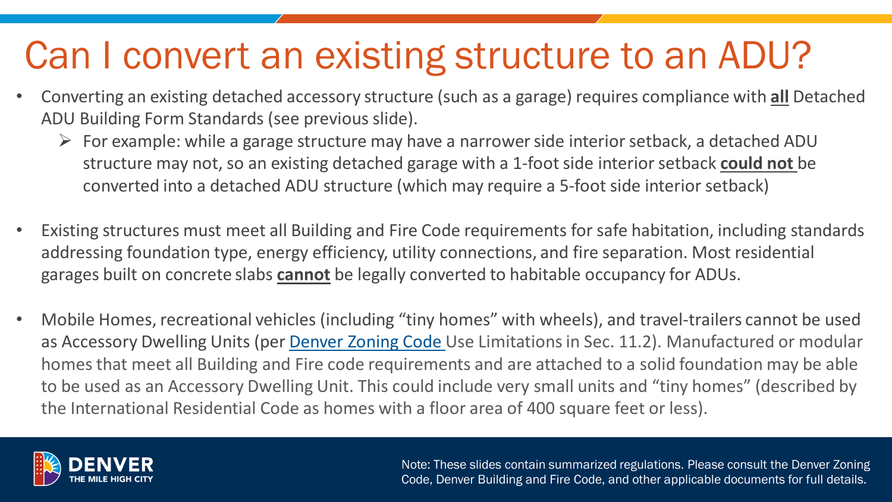# Can I convert an existing structure to an ADU?

- Converting an existing detached accessory structure (such as a garage) requires compliance with **all** Detached ADU Building Form Standards (see previous slide).
  - For example: while a garage structure may have a narrower side interior setback, a detached ADU structure may not, so an existing detached garage with a 1-foot side interior setback **could not** be converted into a detached ADU structure (which may require a 5-foot side interior setback)
- Existing structures must meet all Building and Fire Code requirements for safe habitation, including standards addressing foundation type, energy efficiency, utility connections, and fire separation. Most residential garages built on concrete slabs **cannot** be legally converted to habitable occupancy for ADUs.
- Mobile Homes, recreational vehicles (including "tiny homes" with wheels), and travel-trailers cannot be used as Accessory Dwelling Units (per Denver Zoning Code Use Limitations in Sec. 11.2). Manufactured or modular homes that meet all Building and Fire code requirements and are attached to a solid foundation may be able to be used as an Accessory Dwelling Unit. This could include very small units and "tiny homes" (described by the International Residential Code as homes with a floor area of 400 square feet or less).

Note: These slides contain summarized regulations. Please consult the Denver Zoning Code, Denver Building and Fire Code, and other applicable documents for full details.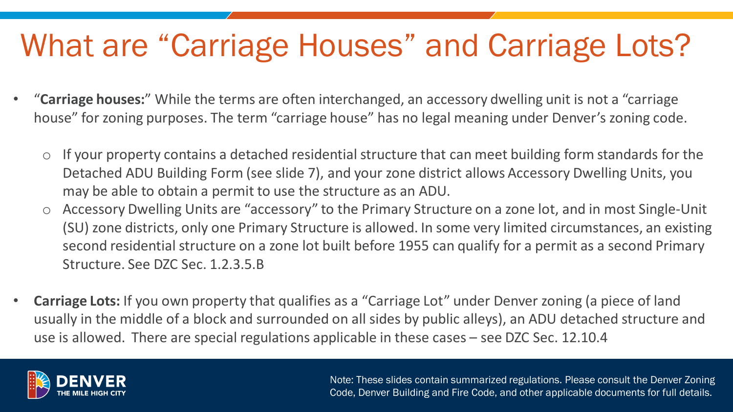# What are "Carriage Houses" and Carriage Lots?

- "**Carriage houses:**" While the terms are often interchanged, an accessory dwelling unit is not a "carriage house" for zoning purposes. The term "carriage house" has no legal meaning under Denver's zoning code.
  - If your property contains a detached residential structure that can meet building form standards for the Detached ADU Building Form (see slide 7), and your zone district allows Accessory Dwelling Units, you may be able to obtain a permit to use the structure as an ADU.
  - Accessory Dwelling Units are "accessory" to the Primary Structure on a zone lot, and in most Single-Unit (SU) zone districts, only one Primary Structure is allowed. In some very limited circumstances, an existing second residential structure on a zone lot built before 1955 can qualify for a permit as a second Primary Structure. See DZC Sec. 1.2.3.5.B

- **Carriage Lots:** If you own property that qualifies as a "Carriage Lot" under Denver zoning (a piece of land usually in the middle of a block and surrounded on all sides by public alleys), an ADU detached structure and use is allowed. There are special regulations applicable in these cases – see DZC Sec. 12.10.4

Note: These slides contain summarized regulations. Please consult the Denver Zoning Code, Denver Building and Fire Code, and other applicable documents for full details.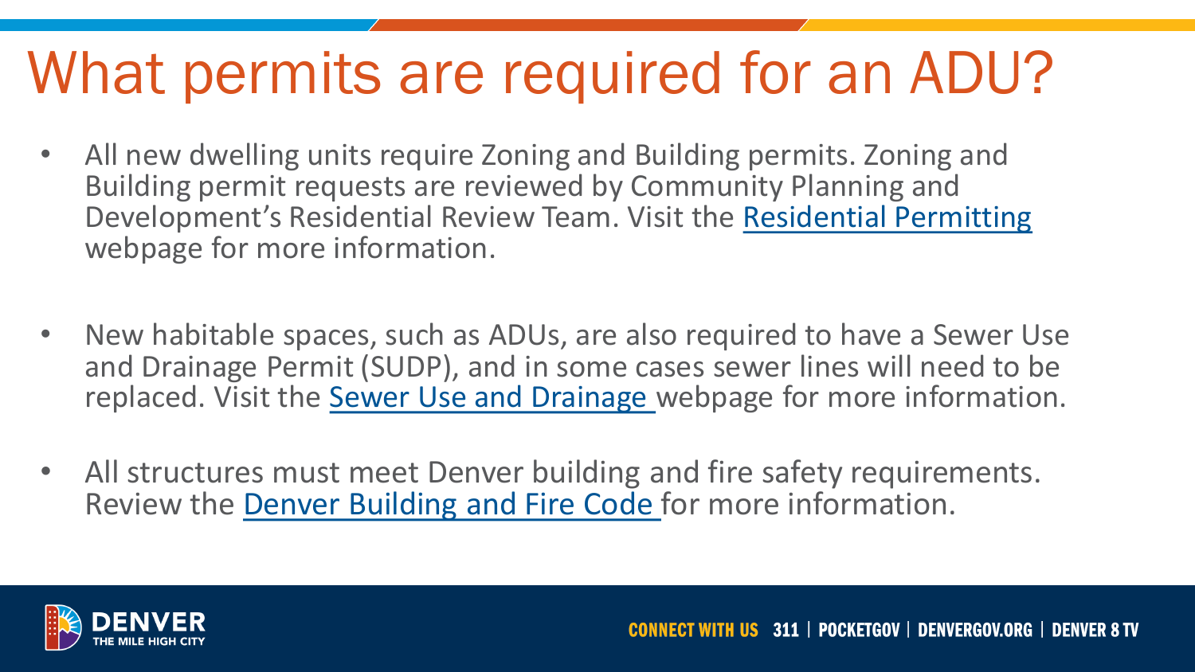# What permits are required for an ADU?

- All new dwelling units require Zoning and Building permits. Zoning and Building permit requests are reviewed by Community Planning and Development's Residential Review Team. Visit the Residential Permitting webpage for more information.

- New habitable spaces, such as ADUs, are also required to have a Sewer Use and Drainage Permit (SUDP), and in some cases sewer lines will need to be replaced. Visit the Sewer Use and Drainage webpage for more information.

- All structures must meet Denver building and fire safety requirements. Review the Denver Building and Fire Code for more information.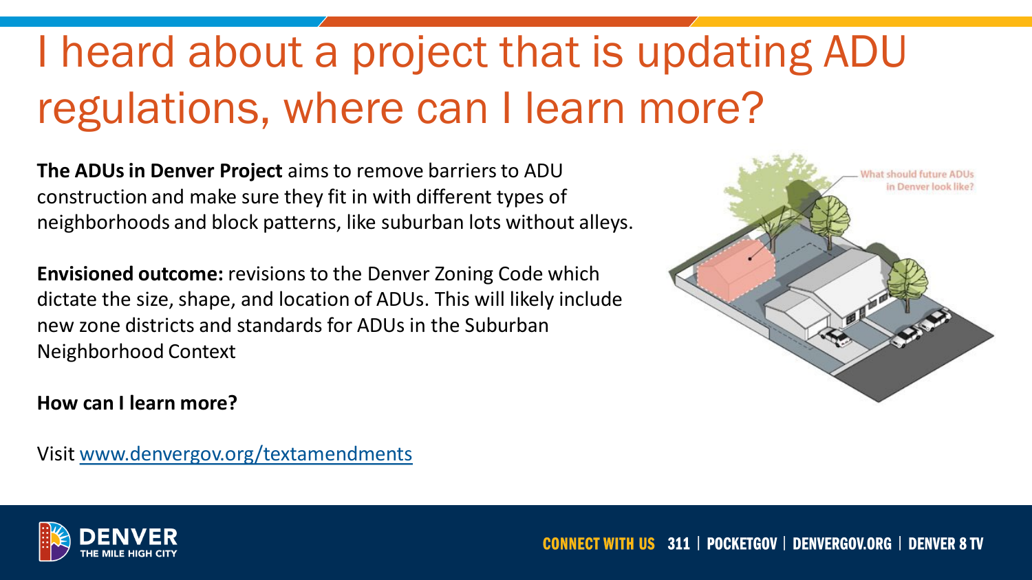# I heard about a project that is updating ADU regulations, where can I learn more?

**The ADUs in Denver Project** aims to remove barriers to ADU construction and make sure they fit in with different types of neighborhoods and block patterns, like suburban lots without alleys.

**Envisioned outcome:** revisions to the Denver Zoning Code which dictate the size, shape, and location of ADUs. This will likely include new zone districts and standards for ADUs in the Suburban Neighborhood Context

**How can I learn more?**

Visit [www.denvergov.org/textamendments](www.denvergov.org/textamendments)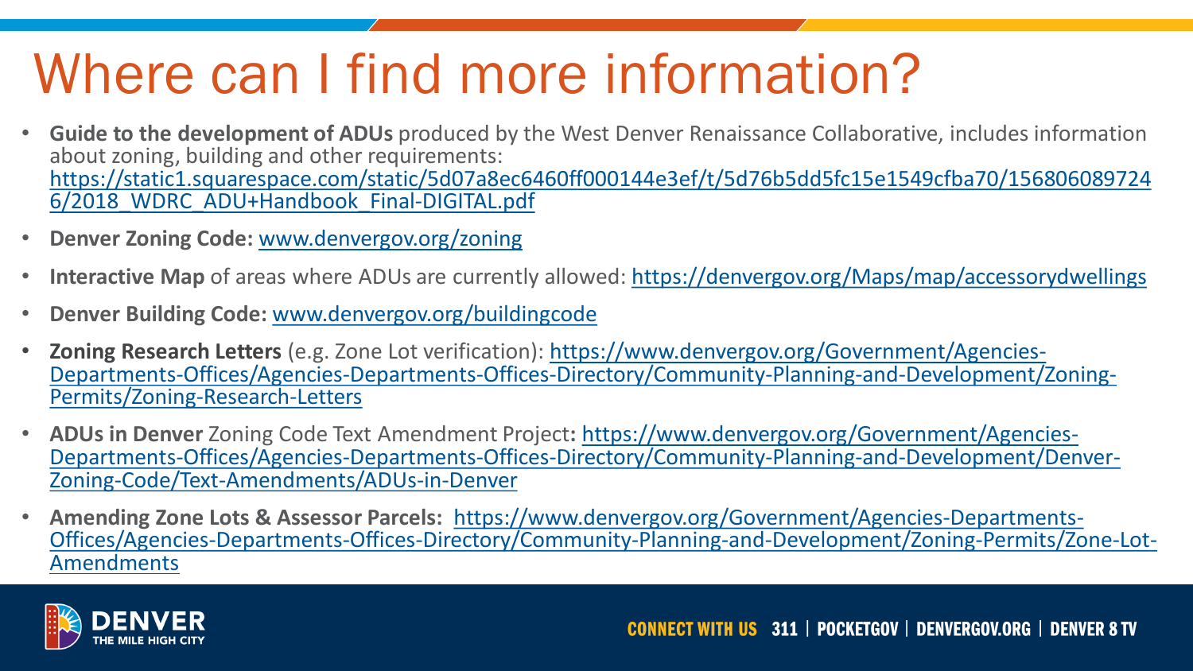# Where can I find more information?

- **Guide to the development of ADUs** produced by the West Denver Renaissance Collaborative, includes information about zoning, building and other requirements: https://static1.squarespace.com/static/5d07a8ec6460ff000144e3ef/t/5d76b5dd5fc15e1549cfba70/1568060897246/2018_WDRC_ADU+Handbook_Final-DIGITAL.pdf
- **Denver Zoning Code:** www.denvergov.org/zoning
- **Interactive Map** of areas where ADUs are currently allowed: https://denvergov.org/Maps/map/accessorydwellings
- **Denver Building Code:** www.denvergov.org/buildingcode
- **Zoning Research Letters** (e.g. Zone Lot verification): https://www.denvergov.org/Government/Agencies-Departments-Offices/Agencies-Departments-Offices-Directory/Community-Planning-and-Development/Zoning-Permits/Zoning-Research-Letters
- **ADUs in Denver** Zoning Code Text Amendment Project**:** https://www.denvergov.org/Government/Agencies-Departments-Offices/Agencies-Departments-Offices-Directory/Community-Planning-and-Development/Denver-Zoning-Code/Text-Amendments/ADUs-in-Denver
- **Amending Zone Lots & Assessor Parcels:** https://www.denvergov.org/Government/Agencies-Departments-Offices/Agencies-Departments-Offices-Directory/Community-Planning-and-Development/Zoning-Permits/Zone-Lot-Amendments

DENVER THE MILE HIGH CITY

CONNECT WITH US 311 | POCKETGOV | DENVERGOV.ORG | DENVER 8 TV